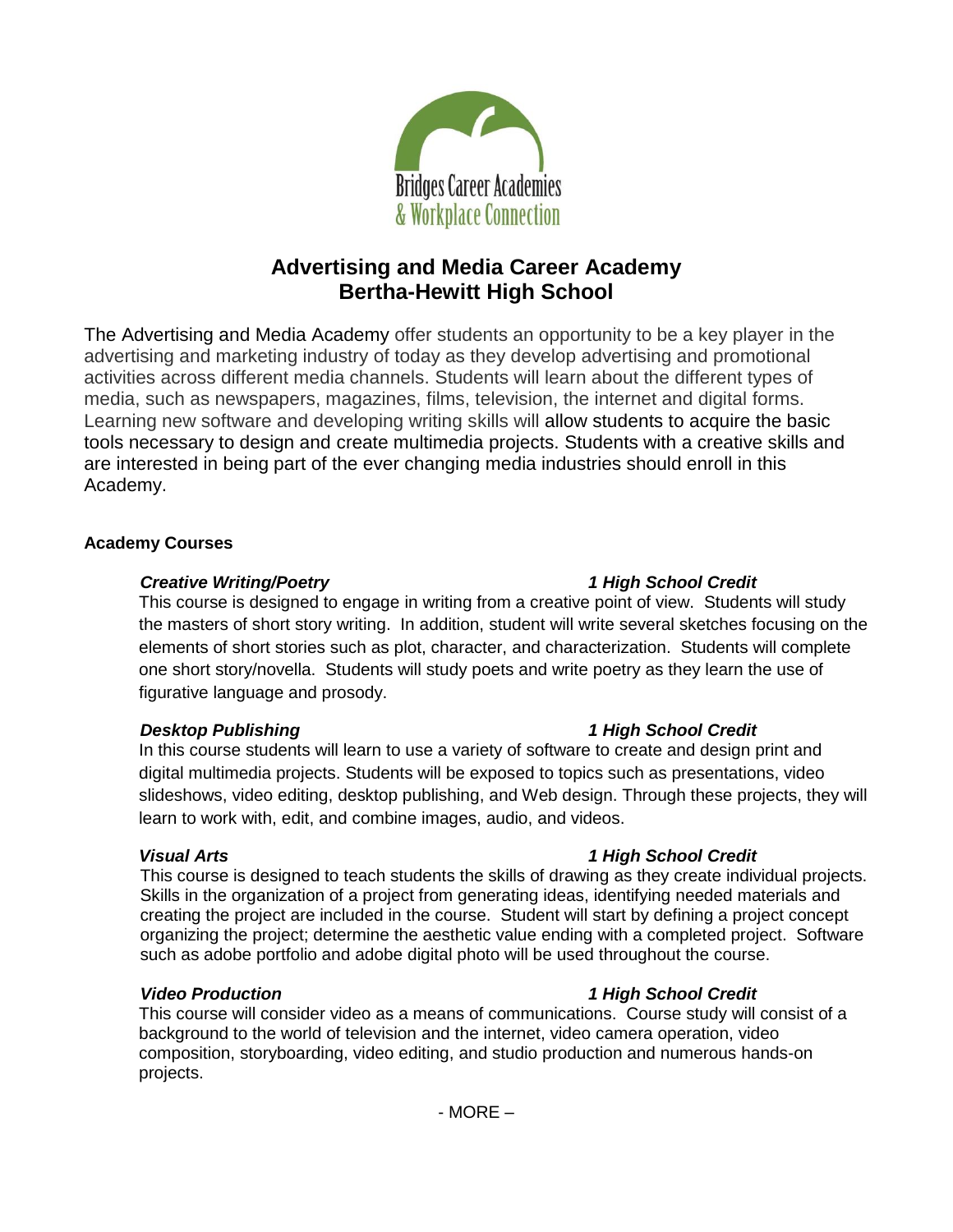Bridges Career Academies
& Workplace Connection

# Advertising and Media Career Academy
# Bertha-Hewitt High School

The Advertising and Media Academy offer students an opportunity to be a key player in the advertising and marketing industry of today as they develop advertising and promotional activities across different media channels. Students will learn about the different types of media, such as newspapers, magazines, films, television, the internet and digital forms. Learning new software and developing writing skills will allow students to acquire the basic tools necessary to design and create multimedia projects. Students with a creative skills and are interested in being part of the ever changing media industries should enroll in this Academy.

**Academy Courses**

***Creative Writing/Poetry*** — ***1 High School Credit***

This course is designed to engage in writing from a creative point of view. Students will study the masters of short story writing. In addition, student will write several sketches focusing on the elements of short stories such as plot, character, and characterization. Students will complete one short story/novella. Students will study poets and write poetry as they learn the use of figurative language and prosody.

***Desktop Publishing*** — ***1 High School Credit***

In this course students will learn to use a variety of software to create and design print and digital multimedia projects. Students will be exposed to topics such as presentations, video slideshows, video editing, desktop publishing, and Web design. Through these projects, they will learn to work with, edit, and combine images, audio, and videos.

***Visual Arts*** — ***1 High School Credit***

This course is designed to teach students the skills of drawing as they create individual projects. Skills in the organization of a project from generating ideas, identifying needed materials and creating the project are included in the course. Student will start by defining a project concept organizing the project; determine the aesthetic value ending with a completed project. Software such as adobe portfolio and adobe digital photo will be used throughout the course.

***Video Production*** — ***1 High School Credit***

This course will consider video as a means of communications. Course study will consist of a background to the world of television and the internet, video camera operation, video composition, storyboarding, video editing, and studio production and numerous hands-on projects.

- MORE –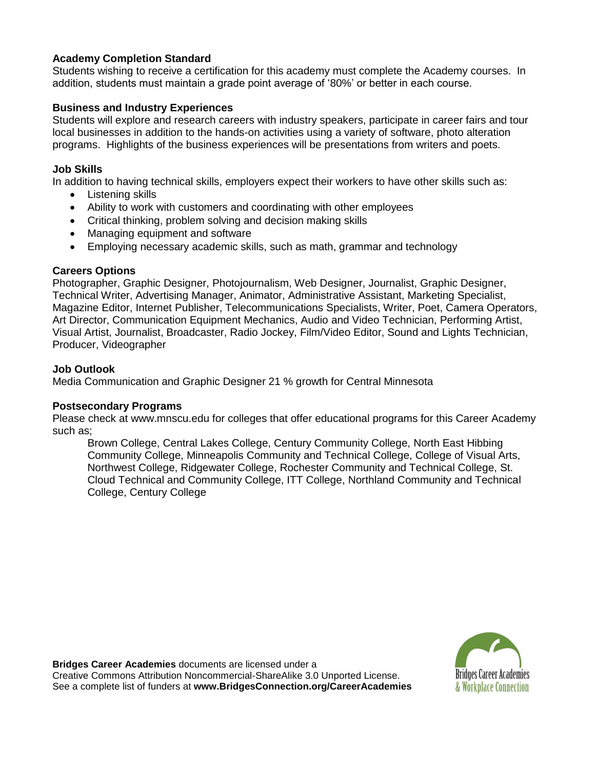**Academy Completion Standard**
Students wishing to receive a certification for this academy must complete the Academy courses. In addition, students must maintain a grade point average of '80%' or better in each course.

**Business and Industry Experiences**
Students will explore and research careers with industry speakers, participate in career fairs and tour local businesses in addition to the hands-on activities using a variety of software, photo alteration programs. Highlights of the business experiences will be presentations from writers and poets.

**Job Skills**
In addition to having technical skills, employers expect their workers to have other skills such as:

- Listening skills
- Ability to work with customers and coordinating with other employees
- Critical thinking, problem solving and decision making skills
- Managing equipment and software
- Employing necessary academic skills, such as math, grammar and technology

**Careers Options**
Photographer, Graphic Designer, Photojournalism, Web Designer, Journalist, Graphic Designer, Technical Writer, Advertising Manager, Animator, Administrative Assistant, Marketing Specialist, Magazine Editor, Internet Publisher, Telecommunications Specialists, Writer, Poet, Camera Operators, Art Director, Communication Equipment Mechanics, Audio and Video Technician, Performing Artist, Visual Artist, Journalist, Broadcaster, Radio Jockey, Film/Video Editor, Sound and Lights Technician, Producer, Videographer

**Job Outlook**
Media Communication and Graphic Designer 21 % growth for Central Minnesota

**Postsecondary Programs**
Please check at www.mnscu.edu for colleges that offer educational programs for this Career Academy such as;

Brown College, Central Lakes College, Century Community College, North East Hibbing Community College, Minneapolis Community and Technical College, College of Visual Arts, Northwest College, Ridgewater College, Rochester Community and Technical College, St. Cloud Technical and Community College, ITT College, Northland Community and Technical College, Century College

**Bridges Career Academies** documents are licensed under a
Creative Commons Attribution Noncommercial-ShareAlike 3.0 Unported License.
See a complete list of funders at **www.BridgesConnection.org/CareerAcademies**

Bridges Career Academies & Workplace Connection